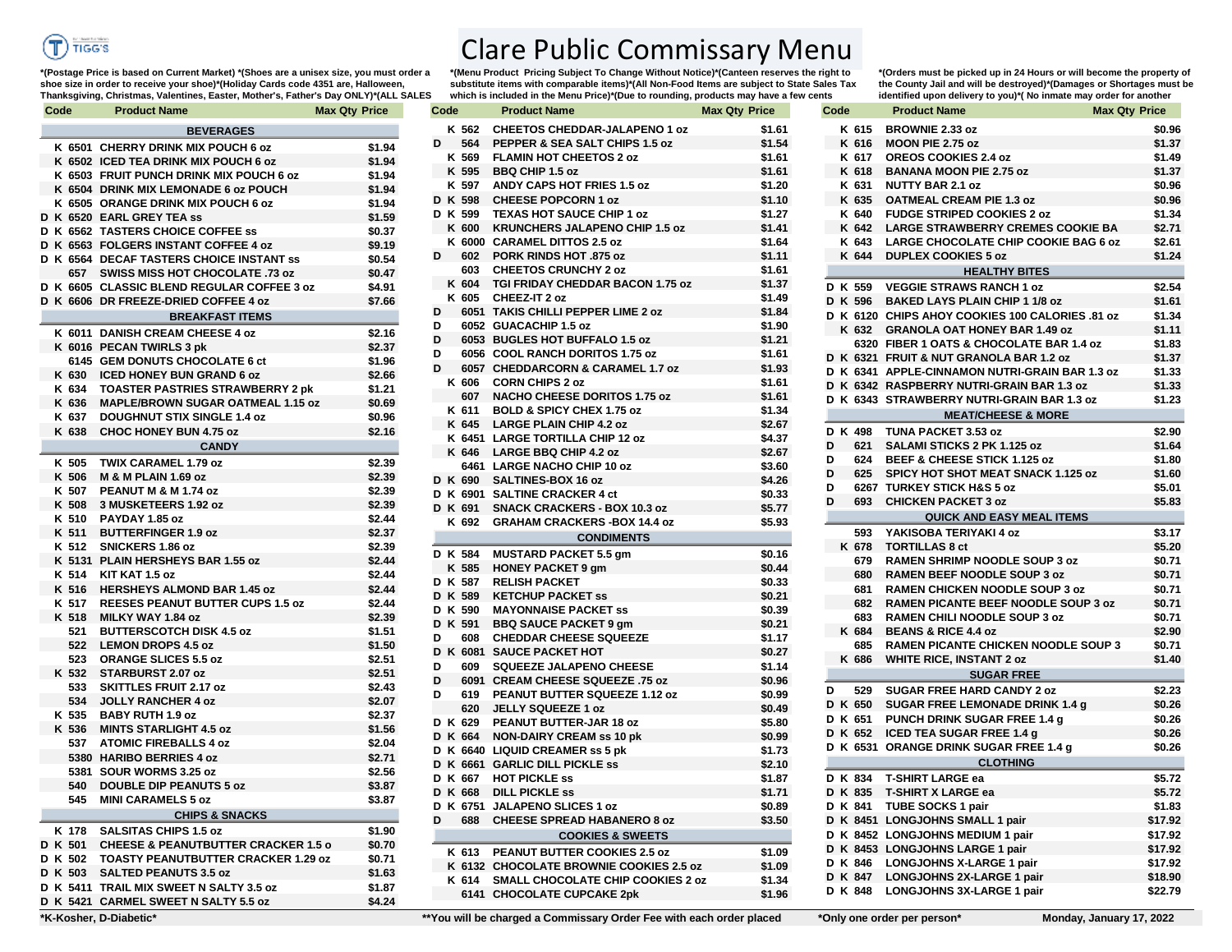# Clare Public Commissary Menu

*(Postage Price is based on Current Market) *(Shoes are a unisex size, you must order a shoe size in order to receive your shoe)*(Holiday Cards code 4351 are, Halloween, Thanksgiving, Christmas, Valentines, Easter, Mother's, Father's Day ONLY)*(ALL SALES

*(Menu Product Pricing Subject To Change Without Notice)*(Canteen reserves the right to substitute items with comparable items)*(All Non-Food Items are subject to State Sales Tax which is included in the Menu Price)*(Due to rounding, products may have a few cents

*(Orders must be picked up in 24 Hours or will become the property of the County Jail and will be destroyed)*(Damages or Shortages must be identified upon delivery to you)*( No inmate may order for another

| | | Code | Product Name | Max Qty | Price |
|---|---|---|---|---|---|
| | | | **BEVERAGES** | | |
| | K | 6501 | CHERRY DRINK MIX POUCH 6 oz | | $1.94 |
| | K | 6502 | ICED TEA DRINK MIX POUCH 6 oz | | $1.94 |
| | K | 6503 | FRUIT PUNCH DRINK MIX POUCH 6 oz | | $1.94 |
| | K | 6504 | DRINK MIX LEMONADE 6 oz POUCH | | $1.94 |
| | K | 6505 | ORANGE DRINK MIX POUCH 6 oz | | $1.94 |
| D | K | 6520 | EARL GREY TEA ss | | $1.59 |
| D | K | 6562 | TASTERS CHOICE COFFEE ss | | $0.37 |
| D | K | 6563 | FOLGERS INSTANT COFFEE 4 oz | | $9.19 |
| D | K | 6564 | DECAF TASTERS CHOICE INSTANT ss | | $0.54 |
| | | 657 | SWISS MISS HOT CHOCOLATE .73 oz | | $0.47 |
| D | K | 6605 | CLASSIC BLEND REGULAR COFFEE 3 oz | | $4.91 |
| D | K | 6606 | DR FREEZE-DRIED COFFEE 4 oz | | $7.66 |
| | | | **BREAKFAST ITEMS** | | |
| | K | 6011 | DANISH CREAM CHEESE 4 oz | | $2.16 |
| | K | 6016 | PECAN TWIRLS 3 pk | | $2.37 |
| | | 6145 | GEM DONUTS CHOCOLATE 6 ct | | $1.96 |
| | K | 630 | ICED HONEY BUN GRAND 6 oz | | $2.66 |
| | K | 634 | TOASTER PASTRIES STRAWBERRY 2 pk | | $1.21 |
| | K | 636 | MAPLE/BROWN SUGAR OATMEAL 1.15 oz | | $0.69 |
| | K | 637 | DOUGHNUT STIX SINGLE 1.4 oz | | $0.96 |
| | K | 638 | CHOC HONEY BUN 4.75 oz | | $2.16 |
| | | | **CANDY** | | |
| | K | 505 | TWIX CARAMEL 1.79 oz | | $2.39 |
| | K | 506 | M & M PLAIN 1.69 oz | | $2.39 |
| | K | 507 | PEANUT M & M 1.74 oz | | $2.39 |
| | K | 508 | 3 MUSKETEERS 1.92 oz | | $2.39 |
| | K | 510 | PAYDAY 1.85 oz | | $2.44 |
| | K | 511 | BUTTERFINGER 1.9 oz | | $2.37 |
| | K | 512 | SNICKERS 1.86 oz | | $2.39 |
| | K | 5131 | PLAIN HERSHEYS BAR 1.55 oz | | $2.44 |
| | K | 514 | KIT KAT 1.5 oz | | $2.44 |
| | K | 516 | HERSHEYS ALMOND BAR 1.45 oz | | $2.44 |
| | K | 517 | REESES PEANUT BUTTER CUPS 1.5 oz | | $2.44 |
| | K | 518 | MILKY WAY 1.84 oz | | $2.39 |
| | | 521 | BUTTERSCOTCH DISK 4.5 oz | | $1.51 |
| | | 522 | LEMON DROPS 4.5 oz | | $1.50 |
| | | 523 | ORANGE SLICES 5.5 oz | | $2.51 |
| | K | 532 | STARBURST 2.07 oz | | $2.51 |
| | | 533 | SKITTLES FRUIT 2.17 oz | | $2.43 |
| | | 534 | JOLLY RANCHER 4 oz | | $2.07 |
| | K | 535 | BABY RUTH 1.9 oz | | $2.37 |
| | K | 536 | MINTS STARLIGHT 4.5 oz | | $1.56 |
| | | 537 | ATOMIC FIREBALLS 4 oz | | $2.04 |
| | | 5380 | HARIBO BERRIES 4 oz | | $2.71 |
| | | 5381 | SOUR WORMS 3.25 oz | | $2.56 |
| | | 540 | DOUBLE DIP PEANUTS 5 oz | | $3.87 |
| | | 545 | MINI CARAMELS 5 oz | | $3.87 |
| | | | **CHIPS & SNACKS** | | |
| | K | 178 | SALSITAS CHIPS 1.5 oz | | $1.90 |
| D | K | 501 | CHEESE & PEANUTBUTTER CRACKER 1.5 o | | $0.70 |
| D | K | 502 | TOASTY PEANUTBUTTER CRACKER 1.29 oz | | $0.71 |
| D | K | 503 | SALTED PEANUTS 3.5 oz | | $1.63 |
| D | K | 5411 | TRAIL MIX SWEET N SALTY 3.5 oz | | $1.87 |
| D | K | 5421 | CARMEL SWEET N SALTY 5.5 oz | | $4.24 |
| | K | 562 | CHEETOS CHEDDAR-JALAPENO 1 oz | | $1.61 |
| D | | 564 | PEPPER & SEA SALT CHIPS 1.5 oz | | $1.54 |
| | K | 569 | FLAMIN HOT CHEETOS 2 oz | | $1.61 |
| | K | 595 | BBQ CHIP 1.5 oz | | $1.61 |
| | K | 597 | ANDY CAPS HOT FRIES 1.5 oz | | $1.20 |
| D | K | 598 | CHEESE POPCORN 1 oz | | $1.10 |
| D | K | 599 | TEXAS HOT SAUCE CHIP 1 oz | | $1.27 |
| | K | 600 | KRUNCHERS JALAPENO CHIP 1.5 oz | | $1.41 |
| | K | 6000 | CARAMEL DITTOS 2.5 oz | | $1.64 |
| D | | 602 | PORK RINDS HOT .875 oz | | $1.11 |
| | | 603 | CHEETOS CRUNCHY 2 oz | | $1.61 |
| | K | 604 | TGI FRIDAY CHEDDAR BACON 1.75 oz | | $1.37 |
| | K | 605 | CHEEZ-IT 2 oz | | $1.49 |
| D | | 6051 | TAKIS CHILLI PEPPER LIME 2 oz | | $1.84 |
| D | | 6052 | GUACACHIP 1.5 oz | | $1.90 |
| D | | 6053 | BUGLES HOT BUFFALO 1.5 oz | | $1.21 |
| D | | 6056 | COOL RANCH DORITOS 1.75 oz | | $1.61 |
| D | | 6057 | CHEDDARCORN & CARAMEL 1.7 oz | | $1.93 |
| | K | 606 | CORN CHIPS 2 oz | | $1.61 |
| | | 607 | NACHO CHEESE DORITOS 1.75 oz | | $1.61 |
| | K | 611 | BOLD & SPICY CHEX 1.75 oz | | $1.34 |
| | K | 645 | LARGE PLAIN CHIP 4.2 oz | | $2.67 |
| | K | 6451 | LARGE TORTILLA CHIP 12 oz | | $4.37 |
| | K | 646 | LARGE BBQ CHIP 4.2 oz | | $2.67 |
| | | 6461 | LARGE NACHO CHIP 10 oz | | $3.60 |
| D | K | 690 | SALTINES-BOX 16 oz | | $4.26 |
| D | K | 6901 | SALTINE CRACKER 4 ct | | $0.33 |
| D | K | 691 | SNACK CRACKERS - BOX 10.3 oz | | $5.77 |
| | K | 692 | GRAHAM CRACKERS -BOX 14.4 oz | | $5.93 |
| | | | **CONDIMENTS** | | |
| D | K | 584 | MUSTARD PACKET 5.5 gm | | $0.16 |
| | K | 585 | HONEY PACKET 9 gm | | $0.44 |
| D | K | 587 | RELISH PACKET | | $0.33 |
| D | K | 589 | KETCHUP PACKET ss | | $0.21 |
| D | K | 590 | MAYONNAISE PACKET ss | | $0.39 |
| D | K | 591 | BBQ SAUCE PACKET 9 gm | | $0.21 |
| D | | 608 | CHEDDAR CHEESE SQUEEZE | | $1.17 |
| D | K | 6081 | SAUCE PACKET HOT | | $0.27 |
| D | | 609 | SQUEEZE JALAPENO CHEESE | | $1.14 |
| D | | 6091 | CREAM CHEESE SQUEEZE .75 oz | | $0.96 |
| D | | 619 | PEANUT BUTTER SQUEEZE 1.12 oz | | $0.99 |
| | | 620 | JELLY SQUEEZE 1 oz | | $0.49 |
| D | K | 629 | PEANUT BUTTER-JAR 18 oz | | $5.80 |
| D | K | 664 | NON-DAIRY CREAM ss 10 pk | | $0.99 |
| D | K | 6640 | LIQUID CREAMER ss 5 pk | | $1.73 |
| D | K | 6661 | GARLIC DILL PICKLE ss | | $2.10 |
| D | K | 667 | HOT PICKLE ss | | $1.87 |
| D | K | 668 | DILL PICKLE ss | | $1.71 |
| D | K | 6751 | JALAPENO SLICES 1 oz | | $0.89 |
| D | | 688 | CHEESE SPREAD HABANERO 8 oz | | $3.50 |
| | | | **COOKIES & SWEETS** | | |
| | K | 613 | PEANUT BUTTER COOKIES 2.5 oz | | $1.09 |
| | K | 6132 | CHOCOLATE BROWNIE COOKIES 2.5 oz | | $1.09 |
| | K | 614 | SMALL CHOCOLATE CHIP COOKIES 2 oz | | $1.34 |
| | | 6141 | CHOCOLATE CUPCAKE 2pk | | $1.96 |
| | K | 615 | BROWNIE 2.33 oz | | $0.96 |
| | K | 616 | MOON PIE 2.75 oz | | $1.37 |
| | K | 617 | OREOS COOKIES 2.4 oz | | $1.49 |
| | K | 618 | BANANA MOON PIE 2.75 oz | | $1.37 |
| | K | 631 | NUTTY BAR 2.1 oz | | $0.96 |
| | K | 635 | OATMEAL CREAM PIE 1.3 oz | | $0.96 |
| | K | 640 | FUDGE STRIPED COOKIES 2 oz | | $1.34 |
| | K | 642 | LARGE STRAWBERRY CREMES COOKIE BA | | $2.71 |
| | K | 643 | LARGE CHOCOLATE CHIP COOKIE BAG 6 oz | | $2.61 |
| | K | 644 | DUPLEX COOKIES 5 oz | | $1.24 |
| | | | **HEALTHY BITES** | | |
| D | K | 559 | VEGGIE STRAWS RANCH 1 oz | | $2.54 |
| D | K | 596 | BAKED LAYS PLAIN CHIP 1 1/8 oz | | $1.61 |
| D | K | 6120 | CHIPS AHOY COOKIES 100 CALORIES .81 oz | | $1.34 |
| | K | 632 | GRANOLA OAT HONEY BAR 1.49 oz | | $1.11 |
| | | 6320 | FIBER 1 OATS & CHOCOLATE BAR 1.4 oz | | $1.83 |
| D | K | 6321 | FRUIT & NUT GRANOLA BAR 1.2 oz | | $1.37 |
| D | K | 6341 | APPLE-CINNAMON NUTRI-GRAIN BAR 1.3 oz | | $1.33 |
| D | K | 6342 | RASPBERRY NUTRI-GRAIN BAR 1.3 oz | | $1.33 |
| D | K | 6343 | STRAWBERRY NUTRI-GRAIN BAR 1.3 oz | | $1.23 |
| | | | **MEAT/CHEESE & MORE** | | |
| D | K | 498 | TUNA PACKET 3.53 oz | | $2.90 |
| D | | 621 | SALAMI STICKS 2 PK 1.125 oz | | $1.64 |
| D | | 624 | BEEF & CHEESE STICK 1.125 oz | | $1.80 |
| D | | 625 | SPICY HOT SHOT MEAT SNACK 1.125 oz | | $1.60 |
| D | | 6267 | TURKEY STICK H&S 5 oz | | $5.01 |
| D | | 693 | CHICKEN PACKET 3 oz | | $5.83 |
| | | | **QUICK AND EASY MEAL ITEMS** | | |
| | | 593 | YAKISOBA TERIYAKI 4 oz | | $3.17 |
| | K | 678 | TORTILLAS 8 ct | | $5.20 |
| | | 679 | RAMEN SHRIMP NOODLE SOUP 3 oz | | $0.71 |
| | | 680 | RAMEN BEEF NOODLE SOUP 3 oz | | $0.71 |
| | | 681 | RAMEN CHICKEN NOODLE SOUP 3 oz | | $0.71 |
| | | 682 | RAMEN PICANTE BEEF NOODLE SOUP 3 oz | | $0.71 |
| | | 683 | RAMEN CHILI NOODLE SOUP 3 oz | | $0.71 |
| | K | 684 | BEANS & RICE 4.4 oz | | $2.90 |
| | | 685 | RAMEN PICANTE CHICKEN NOODLE SOUP 3 | | $0.71 |
| | K | 686 | WHITE RICE, INSTANT 2 oz | | $1.40 |
| | | | **SUGAR FREE** | | |
| D | | 529 | SUGAR FREE HARD CANDY 2 oz | | $2.23 |
| D | K | 650 | SUGAR FREE LEMONADE DRINK 1.4 g | | $0.26 |
| D | K | 651 | PUNCH DRINK SUGAR FREE 1.4 g | | $0.26 |
| D | K | 652 | ICED TEA SUGAR FREE 1.4 g | | $0.26 |
| D | K | 6531 | ORANGE DRINK SUGAR FREE 1.4 g | | $0.26 |
| | | | **CLOTHING** | | |
| D | K | 834 | T-SHIRT LARGE ea | | $5.72 |
| D | K | 835 | T-SHIRT X LARGE ea | | $5.72 |
| D | K | 841 | TUBE SOCKS 1 pair | | $1.83 |
| D | K | 8451 | LONGJOHNS SMALL 1 pair | | $17.92 |
| D | K | 8452 | LONGJOHNS MEDIUM 1 pair | | $17.92 |
| D | K | 8453 | LONGJOHNS LARGE 1 pair | | $17.92 |
| D | K | 846 | LONGJOHNS X-LARGE 1 pair | | $17.92 |
| D | K | 847 | LONGJOHNS 2X-LARGE 1 pair | | $18.90 |
| D | K | 848 | LONGJOHNS 3X-LARGE 1 pair | | $22.79 |

*K-Kosher, D-Diabetic*

**You will be charged a Commissary Order Fee with each order placed

*Only one order per person*

Monday, January 17, 2022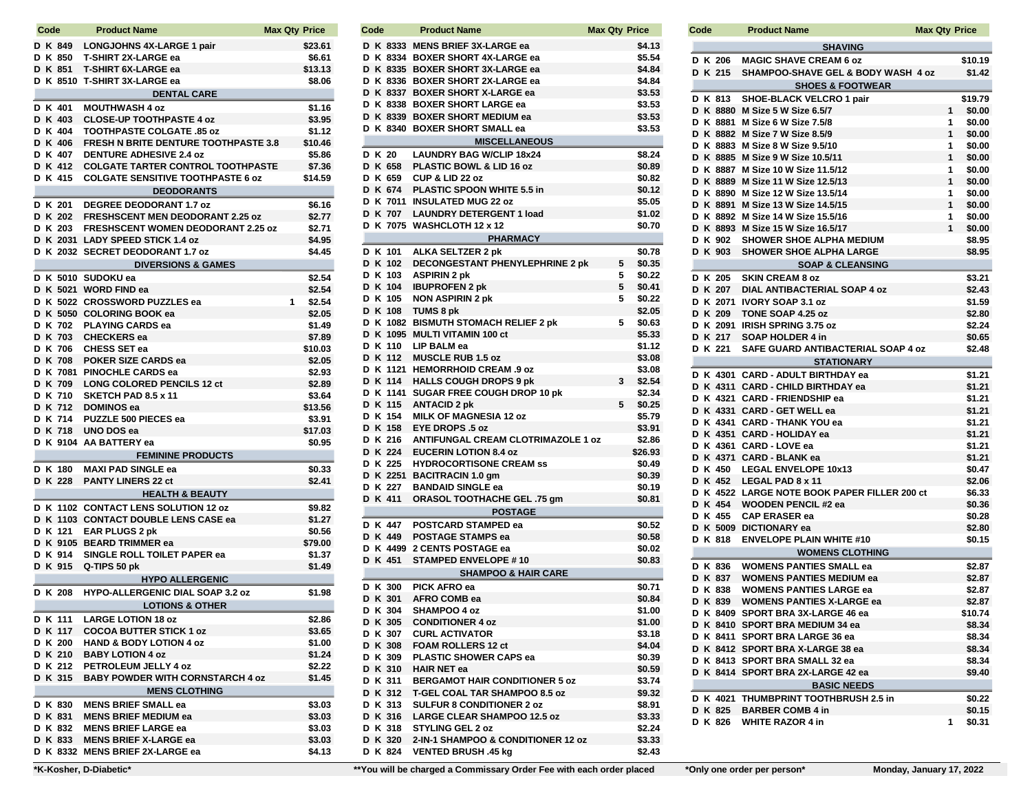| Code | Product Name | Max Qty | Price |
|---|---|---|---|
| D K 849 | LONGJOHNS 4X-LARGE 1 pair | | $23.61 |
| D K 850 | T-SHIRT 2X-LARGE ea | | $6.61 |
| D K 851 | T-SHIRT 6X-LARGE ea | | $13.13 |
| D K 8510 | T-SHIRT 3X-LARGE ea | | $8.06 |
| | **DENTAL CARE** | | |
| D K 401 | MOUTHWASH 4 oz | | $1.16 |
| D K 403 | CLOSE-UP TOOTHPASTE 4 oz | | $3.95 |
| D K 404 | TOOTHPASTE COLGATE .85 oz | | $1.12 |
| D K 406 | FRESH N BRITE DENTURE TOOTHPASTE 3.8 | | $10.46 |
| D K 407 | DENTURE ADHESIVE 2.4 oz | | $5.86 |
| D K 412 | COLGATE TARTER CONTROL TOOTHPASTE | | $7.36 |
| D K 415 | COLGATE SENSITIVE TOOTHPASTE 6 oz | | $14.59 |
| | **DEODORANTS** | | |
| D K 201 | DEGREE DEODORANT 1.7 oz | | $6.16 |
| D K 202 | FRESHSCENT MEN DEODORANT 2.25 oz | | $2.77 |
| D K 203 | FRESHSCENT WOMEN DEODORANT 2.25 oz | | $2.71 |
| D K 2031 | LADY SPEED STICK 1.4 oz | | $4.95 |
| D K 2032 | SECRET DEODORANT 1.7 oz | | $4.45 |
| | **DIVERSIONS & GAMES** | | |
| D K 5010 | SUDOKU ea | | $2.54 |
| D K 5021 | WORD FIND ea | | $2.54 |
| D K 5022 | CROSSWORD PUZZLES ea | 1 | $2.54 |
| D K 5050 | COLORING BOOK ea | | $2.05 |
| D K 702 | PLAYING CARDS ea | | $1.49 |
| D K 703 | CHECKERS ea | | $7.89 |
| D K 706 | CHESS SET ea | | $10.03 |
| D K 708 | POKER SIZE CARDS ea | | $2.05 |
| D K 7081 | PINOCHLE CARDS ea | | $2.93 |
| D K 709 | LONG COLORED PENCILS 12 ct | | $2.89 |
| D K 710 | SKETCH PAD 8.5 x 11 | | $3.64 |
| D K 712 | DOMINOS ea | | $13.56 |
| D K 714 | PUZZLE 500 PIECES ea | | $3.91 |
| D K 718 | UNO DOS ea | | $17.03 |
| D K 9104 | AA BATTERY ea | | $0.95 |
| | **FEMININE PRODUCTS** | | |
| D K 180 | MAXI PAD SINGLE ea | | $0.33 |
| D K 228 | PANTY LINERS 22 ct | | $2.41 |
| | **HEALTH & BEAUTY** | | |
| D K 1102 | CONTACT LENS SOLUTION 12 oz | | $9.82 |
| D K 1103 | CONTACT DOUBLE LENS CASE ea | | $1.27 |
| D K 121 | EAR PLUGS 2 pk | | $0.56 |
| D K 9105 | BEARD TRIMMER ea | | $79.00 |
| D K 914 | SINGLE ROLL TOILET PAPER ea | | $1.37 |
| D K 915 | Q-TIPS 50 pk | | $1.49 |
| | **HYPO ALLERGENIC** | | |
| D K 208 | HYPO-ALLERGENIC DIAL SOAP 3.2 oz | | $1.98 |
| | **LOTIONS & OTHER** | | |
| D K 111 | LARGE LOTION 18 oz | | $2.86 |
| D K 117 | COCOA BUTTER STICK 1 oz | | $3.65 |
| D K 200 | HAND & BODY LOTION 4 oz | | $1.00 |
| D K 210 | BABY LOTION 4 oz | | $1.24 |
| D K 212 | PETROLEUM JELLY 4 oz | | $2.22 |
| D K 315 | BABY POWDER WITH CORNSTARCH 4 oz | | $1.45 |
| | **MENS CLOTHING** | | |
| D K 830 | MENS BRIEF SMALL ea | | $3.03 |
| D K 831 | MENS BRIEF MEDIUM ea | | $3.03 |
| D K 832 | MENS BRIEF LARGE ea | | $3.03 |
| D K 833 | MENS BRIEF X-LARGE ea | | $3.03 |
| D K 8332 | MENS BRIEF 2X-LARGE ea | | $4.13 |
| D K 8333 | MENS BRIEF 3X-LARGE ea | | $4.13 |
| D K 8334 | BOXER SHORT 4X-LARGE ea | | $5.54 |
| D K 8335 | BOXER SHORT 3X-LARGE ea | | $4.84 |
| D K 8336 | BOXER SHORT 2X-LARGE ea | | $4.84 |
| D K 8337 | BOXER SHORT X-LARGE ea | | $3.53 |
| D K 8338 | BOXER SHORT LARGE ea | | $3.53 |
| D K 8339 | BOXER SHORT MEDIUM ea | | $3.53 |
| D K 8340 | BOXER SHORT SMALL ea | | $3.53 |
| | **MISCELLANEOUS** | | |
| D K 20 | LAUNDRY BAG W/CLIP 18x24 | | $8.24 |
| D K 658 | PLASTIC BOWL & LID 16 oz | | $0.89 |
| D K 659 | CUP & LID 22 oz | | $0.82 |
| D K 674 | PLASTIC SPOON WHITE 5.5 in | | $0.12 |
| D K 7011 | INSULATED MUG 22 oz | | $5.05 |
| D K 707 | LAUNDRY DETERGENT 1 load | | $1.02 |
| D K 7075 | WASHCLOTH 12 x 12 | | $0.70 |
| | **PHARMACY** | | |
| D K 101 | ALKA SELTZER 2 pk | | $0.78 |
| D K 102 | DECONGESTANT PHENYLEPHRINE 2 pk | 5 | $0.35 |
| D K 103 | ASPIRIN 2 pk | 5 | $0.22 |
| D K 104 | IBUPROFEN 2 pk | 5 | $0.41 |
| D K 105 | NON ASPIRIN 2 pk | 5 | $0.22 |
| D K 108 | TUMS 8 pk | | $2.05 |
| D K 1082 | BISMUTH STOMACH RELIEF 2 pk | 5 | $0.63 |
| D K 1095 | MULTI VITAMIN 100 ct | | $5.33 |
| D K 110 | LIP BALM ea | | $1.12 |
| D K 112 | MUSCLE RUB 1.5 oz | | $3.08 |
| D K 1121 | HEMORRHOID CREAM .9 oz | | $3.08 |
| D K 114 | HALLS COUGH DROPS 9 pk | 3 | $2.54 |
| D K 1141 | SUGAR FREE COUGH DROP 10 pk | | $2.34 |
| D K 115 | ANTACID 2 pk | 5 | $0.25 |
| D K 154 | MILK OF MAGNESIA 12 oz | | $5.79 |
| D K 158 | EYE DROPS .5 oz | | $3.91 |
| D K 216 | ANTIFUNGAL CREAM CLOTRIMAZOLE 1 oz | | $2.86 |
| D K 224 | EUCERIN LOTION 8.4 oz | | $26.93 |
| D K 225 | HYDROCORTISONE CREAM ss | | $0.49 |
| D K 2251 | BACITRACIN 1.0 gm | | $0.39 |
| D K 227 | BANDAID SINGLE ea | | $0.19 |
| D K 411 | ORASOL TOOTHACHE GEL .75 gm | | $0.81 |
| | **POSTAGE** | | |
| D K 447 | POSTCARD STAMPED ea | | $0.52 |
| D K 449 | POSTAGE STAMPS ea | | $0.58 |
| D K 4499 | 2 CENTS POSTAGE ea | | $0.02 |
| D K 451 | STAMPED ENVELOPE # 10 | | $0.83 |
| | **SHAMPOO & HAIR CARE** | | |
| D K 300 | PICK AFRO ea | | $0.71 |
| D K 301 | AFRO COMB ea | | $0.84 |
| D K 304 | SHAMPOO 4 oz | | $1.00 |
| D K 305 | CONDITIONER 4 oz | | $1.00 |
| D K 307 | CURL ACTIVATOR | | $3.18 |
| D K 308 | FOAM ROLLERS 12 ct | | $4.04 |
| D K 309 | PLASTIC SHOWER CAPS ea | | $0.39 |
| D K 310 | HAIR NET ea | | $0.59 |
| D K 311 | BERGAMOT HAIR CONDITIONER 5 oz | | $3.74 |
| D K 312 | T-GEL COAL TAR SHAMPOO 8.5 oz | | $9.32 |
| D K 313 | SULFUR 8 CONDITIONER 2 oz | | $8.91 |
| D K 316 | LARGE CLEAR SHAMPOO 12.5 oz | | $3.33 |
| D K 318 | STYLING GEL 2 oz | | $2.24 |
| D K 320 | 2-IN-1 SHAMPOO & CONDITIONER 12 oz | | $3.33 |
| D K 824 | VENTED BRUSH .45 kg | | $2.43 |
| | **SHAVING** | | |
| D K 206 | MAGIC SHAVE CREAM 6 oz | | $10.19 |
| D K 215 | SHAMPOO-SHAVE GEL & BODY WASH 4 oz | | $1.42 |
| | **SHOES & FOOTWEAR** | | |
| D K 813 | SHOE-BLACK VELCRO 1 pair | | $19.79 |
| D K 8880 | M Size 5 W Size 6.5/7 | 1 | $0.00 |
| D K 8881 | M Size 6 W Size 7.5/8 | 1 | $0.00 |
| D K 8882 | M Size 7 W Size 8.5/9 | 1 | $0.00 |
| D K 8883 | M Size 8 W Size 9.5/10 | 1 | $0.00 |
| D K 8885 | M Size 9 W Size 10.5/11 | 1 | $0.00 |
| D K 8887 | M Size 10 W Size 11.5/12 | 1 | $0.00 |
| D K 8889 | M Size 11 W Size 12.5/13 | 1 | $0.00 |
| D K 8890 | M Size 12 W Size 13.5/14 | 1 | $0.00 |
| D K 8891 | M Size 13 W Size 14.5/15 | 1 | $0.00 |
| D K 8892 | M Size 14 W Size 15.5/16 | 1 | $0.00 |
| D K 8893 | M Size 15 W Size 16.5/17 | 1 | $0.00 |
| D K 902 | SHOWER SHOE ALPHA MEDIUM | | $8.95 |
| D K 903 | SHOWER SHOE ALPHA LARGE | | $8.95 |
| | **SOAP & CLEANSING** | | |
| D K 205 | SKIN CREAM 8 oz | | $3.21 |
| D K 207 | DIAL ANTIBACTERIAL SOAP 4 oz | | $2.43 |
| D K 2071 | IVORY SOAP 3.1 oz | | $1.59 |
| D K 209 | TONE SOAP 4.25 oz | | $2.80 |
| D K 2091 | IRISH SPRING 3.75 oz | | $2.24 |
| D K 217 | SOAP HOLDER 4 in | | $0.65 |
| D K 221 | SAFE GUARD ANTIBACTERIAL SOAP 4 oz | | $2.48 |
| | **STATIONARY** | | |
| D K 4301 | CARD - ADULT BIRTHDAY ea | | $1.21 |
| D K 4311 | CARD - CHILD BIRTHDAY ea | | $1.21 |
| D K 4321 | CARD - FRIENDSHIP ea | | $1.21 |
| D K 4331 | CARD - GET WELL ea | | $1.21 |
| D K 4341 | CARD - THANK YOU ea | | $1.21 |
| D K 4351 | CARD - HOLIDAY ea | | $1.21 |
| D K 4361 | CARD - LOVE ea | | $1.21 |
| D K 4371 | CARD - BLANK ea | | $1.21 |
| D K 450 | LEGAL ENVELOPE 10x13 | | $0.47 |
| D K 452 | LEGAL PAD 8 x 11 | | $2.06 |
| D K 4522 | LARGE NOTE BOOK PAPER FILLER 200 ct | | $6.33 |
| D K 454 | WOODEN PENCIL #2 ea | | $0.36 |
| D K 455 | CAP ERASER ea | | $0.28 |
| D K 5009 | DICTIONARY ea | | $2.80 |
| D K 818 | ENVELOPE PLAIN WHITE #10 | | $0.15 |
| | **WOMENS CLOTHING** | | |
| D K 836 | WOMENS PANTIES SMALL ea | | $2.87 |
| D K 837 | WOMENS PANTIES MEDIUM ea | | $2.87 |
| D K 838 | WOMENS PANTIES LARGE ea | | $2.87 |
| D K 839 | WOMENS PANTIES X-LARGE ea | | $2.87 |
| D K 8409 | SPORT BRA 3X-LARGE 46 ea | | $10.74 |
| D K 8410 | SPORT BRA MEDIUM 34 ea | | $8.34 |
| D K 8411 | SPORT BRA LARGE 36 ea | | $8.34 |
| D K 8412 | SPORT BRA X-LARGE 38 ea | | $8.34 |
| D K 8413 | SPORT BRA SMALL 32 ea | | $8.34 |
| D K 8414 | SPORT BRA 2X-LARGE 42 ea | | $9.40 |
| | **BASIC NEEDS** | | |
| D K 4021 | THUMBPRINT TOOTHBRUSH 2.5 in | | $0.22 |
| D K 825 | BARBER COMB 4 in | | $0.15 |
| D K 826 | WHITE RAZOR 4 in | 1 | $0.31 |

*K-Kosher, D-Diabetic*

**You will be charged a Commissary Order Fee with each order placed

*Only one order per person*

Monday, January 17, 2022